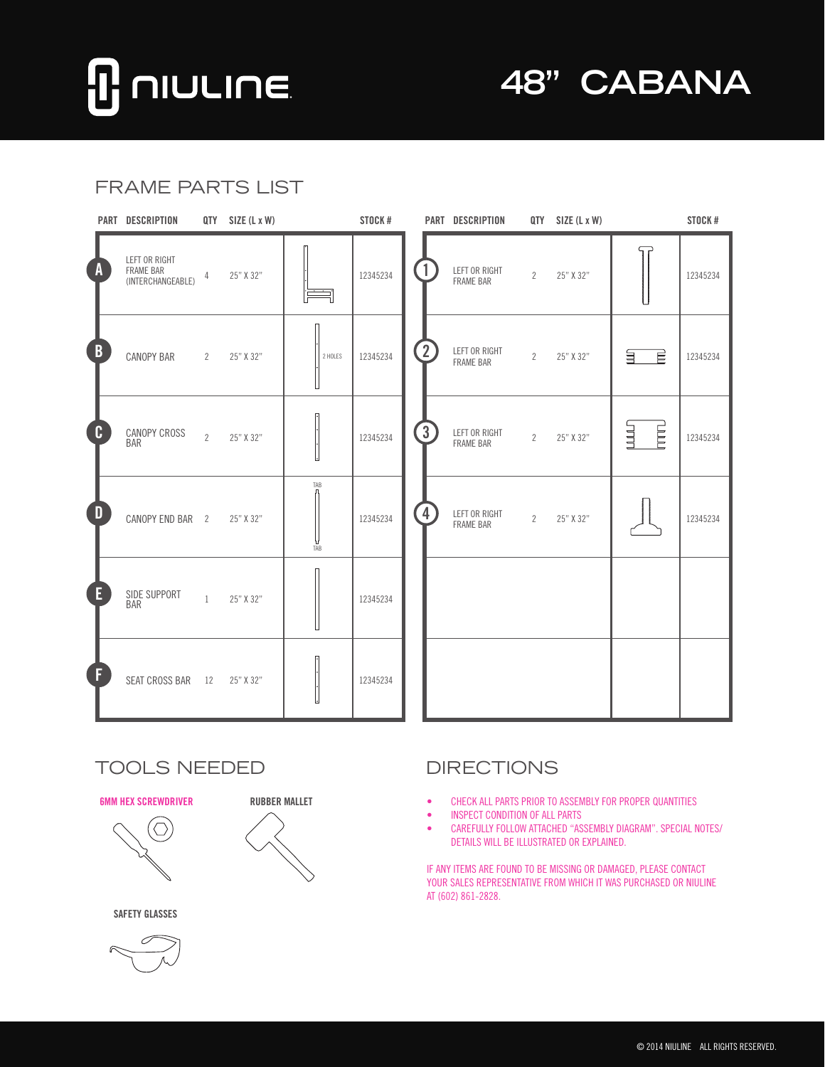NIULINE

# 48" CABANA

## FRAME PARTS LIST

| PART | DESCRIPTION | QTY | SIZE (L x W) | | STOCK # |
|---|---|---|---|---|---|
| A | LEFT OR RIGHT FRAME BAR (INTERCHANGEABLE) | 4 | 25" X 32" | | 12345234 |
| B | CANOPY BAR | 2 | 25" X 32" | 2 HOLES | 12345234 |
| C | CANOPY CROSS BAR | 2 | 25" X 32" | | 12345234 |
| D | CANOPY END BAR | 2 | 25" X 32" | TAB / TAB | 12345234 |
| E | SIDE SUPPORT BAR | 1 | 25" X 32" | | 12345234 |
| F | SEAT CROSS BAR | 12 | 25" X 32" | | 12345234 |

| PART | DESCRIPTION | QTY | SIZE (L x W) | | STOCK # |
|---|---|---|---|---|---|
| 1 | LEFT OR RIGHT FRAME BAR | 2 | 25" X 32" | | 12345234 |
| 2 | LEFT OR RIGHT FRAME BAR | 2 | 25" X 32" | | 12345234 |
| 3 | LEFT OR RIGHT FRAME BAR | 2 | 25" X 32" | | 12345234 |
| 4 | LEFT OR RIGHT FRAME BAR | 2 | 25" X 32" | | 12345234 |

## TOOLS NEEDED

**6MM HEX SCREWDRIVER**

**RUBBER MALLET**

**SAFETY GLASSES**

## DIRECTIONS

- CHECK ALL PARTS PRIOR TO ASSEMBLY FOR PROPER QUANTITIES
- INSPECT CONDITION OF ALL PARTS
- CAREFULLY FOLLOW ATTACHED "ASSEMBLY DIAGRAM". SPECIAL NOTES/ DETAILS WILL BE ILLUSTRATED OR EXPLAINED.

IF ANY ITEMS ARE FOUND TO BE MISSING OR DAMAGED, PLEASE CONTACT YOUR SALES REPRESENTATIVE FROM WHICH IT WAS PURCHASED OR NIULINE AT (602) 861-2828.

© 2014 NIULINE ALL RIGHTS RESERVED.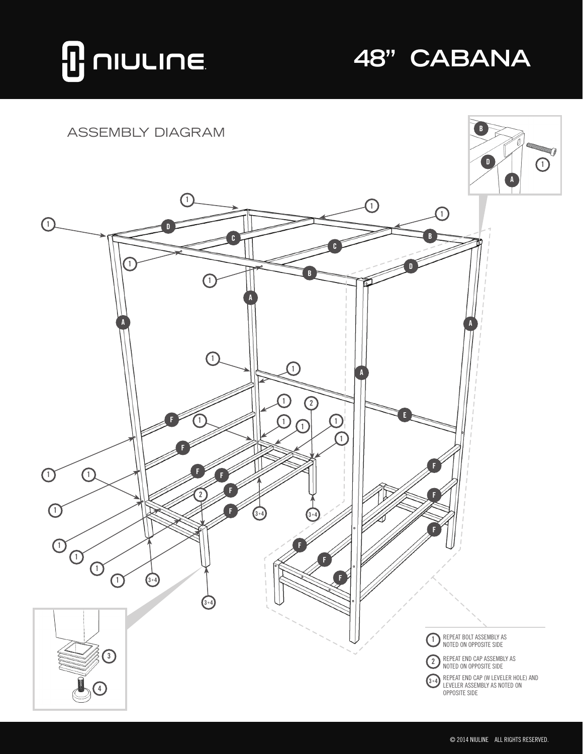# NIULINE

# 48" CABANA

## ASSEMBLY DIAGRAM

1 — REPEAT BOLT ASSEMBLY AS NOTED ON OPPOSITE SIDE

2 — REPEAT END CAP ASSEMBLY AS NOTED ON OPPOSITE SIDE

3+4 — REPEAT END CAP (W LEVELER HOLE) AND LEVELER ASSEMBLY AS NOTED ON OPPOSITE SIDE

© 2014 NIULINE ALL RIGHTS RESERVED.